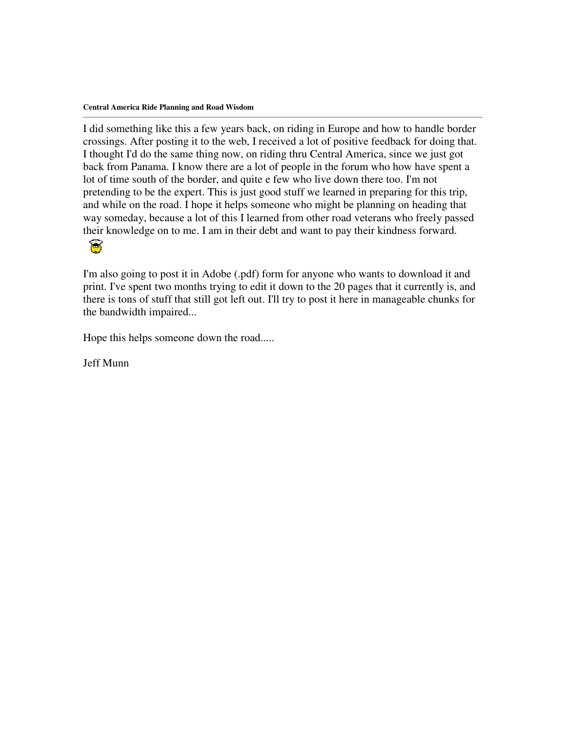**Central America Ride Planning and Road Wisdom**

---

I did something like this a few years back, on riding in Europe and how to handle border crossings. After posting it to the web, I received a lot of positive feedback for doing that. I thought I'd do the same thing now, on riding thru Central America, since we just got back from Panama. I know there are a lot of people in the forum who how have spent a lot of time south of the border, and quite e few who live down there too. I'm not pretending to be the expert. This is just good stuff we learned in preparing for this trip, and while on the road. I hope it helps someone who might be planning on heading that way someday, because a lot of this I learned from other road veterans who freely passed their knowledge on to me. I am in their debt and want to pay their kindness forward.

I'm also going to post it in Adobe (.pdf) form for anyone who wants to download it and print. I've spent two months trying to edit it down to the 20 pages that it currently is, and there is tons of stuff that still got left out. I'll try to post it here in manageable chunks for the bandwidth impaired...

Hope this helps someone down the road.....

Jeff Munn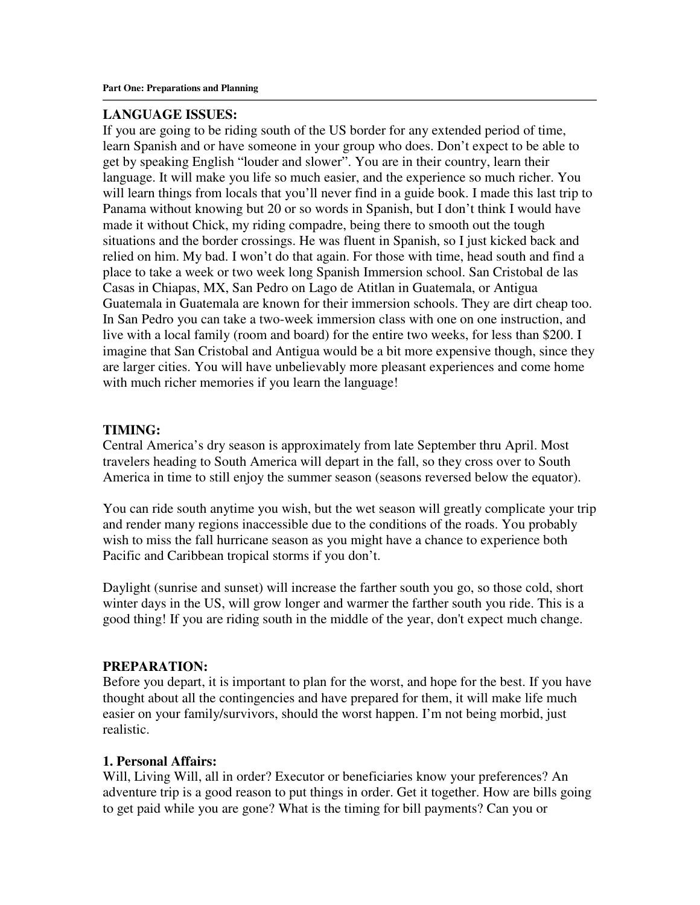## LANGUAGE ISSUES:

If you are going to be riding south of the US border for any extended period of time, learn Spanish and or have someone in your group who does. Don't expect to be able to get by speaking English "louder and slower". You are in their country, learn their language. It will make you life so much easier, and the experience so much richer. You will learn things from locals that you'll never find in a guide book. I made this last trip to Panama without knowing but 20 or so words in Spanish, but I don't think I would have made it without Chick, my riding compadre, being there to smooth out the tough situations and the border crossings. He was fluent in Spanish, so I just kicked back and relied on him. My bad. I won't do that again. For those with time, head south and find a place to take a week or two week long Spanish Immersion school. San Cristobal de las Casas in Chiapas, MX, San Pedro on Lago de Atitlan in Guatemala, or Antigua Guatemala in Guatemala are known for their immersion schools. They are dirt cheap too. In San Pedro you can take a two-week immersion class with one on one instruction, and live with a local family (room and board) for the entire two weeks, for less than $200. I imagine that San Cristobal and Antigua would be a bit more expensive though, since they are larger cities. You will have unbelievably more pleasant experiences and come home with much richer memories if you learn the language!

## TIMING:

Central America's dry season is approximately from late September thru April. Most travelers heading to South America will depart in the fall, so they cross over to South America in time to still enjoy the summer season (seasons reversed below the equator).

You can ride south anytime you wish, but the wet season will greatly complicate your trip and render many regions inaccessible due to the conditions of the roads. You probably wish to miss the fall hurricane season as you might have a chance to experience both Pacific and Caribbean tropical storms if you don't.

Daylight (sunrise and sunset) will increase the farther south you go, so those cold, short winter days in the US, will grow longer and warmer the farther south you ride. This is a good thing! If you are riding south in the middle of the year, don't expect much change.

## PREPARATION:

Before you depart, it is important to plan for the worst, and hope for the best. If you have thought about all the contingencies and have prepared for them, it will make life much easier on your family/survivors, should the worst happen. I'm not being morbid, just realistic.

### 1. Personal Affairs:

Will, Living Will, all in order? Executor or beneficiaries know your preferences? An adventure trip is a good reason to put things in order. Get it together. How are bills going to get paid while you are gone? What is the timing for bill payments? Can you or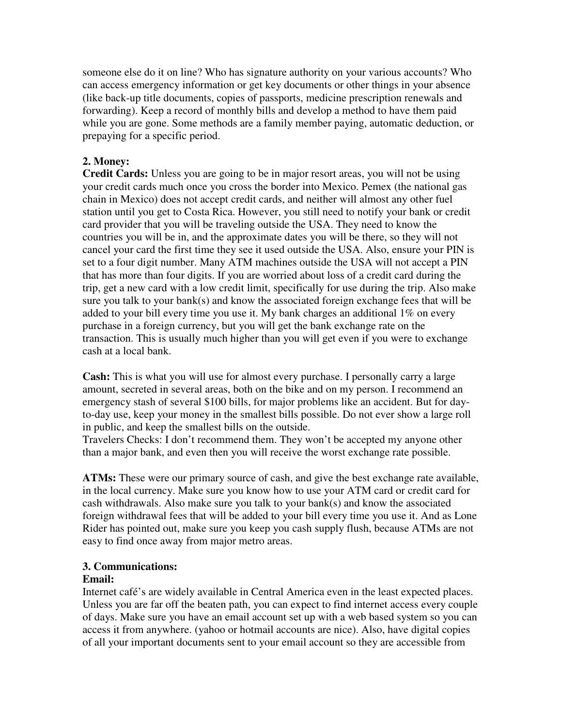someone else do it on line? Who has signature authority on your various accounts? Who can access emergency information or get key documents or other things in your absence (like back-up title documents, copies of passports, medicine prescription renewals and forwarding). Keep a record of monthly bills and develop a method to have them paid while you are gone. Some methods are a family member paying, automatic deduction, or prepaying for a specific period.

**2. Money:**

**Credit Cards:** Unless you are going to be in major resort areas, you will not be using your credit cards much once you cross the border into Mexico. Pemex (the national gas chain in Mexico) does not accept credit cards, and neither will almost any other fuel station until you get to Costa Rica. However, you still need to notify your bank or credit card provider that you will be traveling outside the USA. They need to know the countries you will be in, and the approximate dates you will be there, so they will not cancel your card the first time they see it used outside the USA. Also, ensure your PIN is set to a four digit number. Many ATM machines outside the USA will not accept a PIN that has more than four digits. If you are worried about loss of a credit card during the trip, get a new card with a low credit limit, specifically for use during the trip. Also make sure you talk to your bank(s) and know the associated foreign exchange fees that will be added to your bill every time you use it. My bank charges an additional 1% on every purchase in a foreign currency, but you will get the bank exchange rate on the transaction. This is usually much higher than you will get even if you were to exchange cash at a local bank.

**Cash:** This is what you will use for almost every purchase. I personally carry a large amount, secreted in several areas, both on the bike and on my person. I recommend an emergency stash of several $100 bills, for major problems like an accident. But for day-to-day use, keep your money in the smallest bills possible. Do not ever show a large roll in public, and keep the smallest bills on the outside.
Travelers Checks: I don't recommend them. They won't be accepted my anyone other than a major bank, and even then you will receive the worst exchange rate possible.

**ATMs:** These were our primary source of cash, and give the best exchange rate available, in the local currency. Make sure you know how to use your ATM card or credit card for cash withdrawals. Also make sure you talk to your bank(s) and know the associated foreign withdrawal fees that will be added to your bill every time you use it. And as Lone Rider has pointed out, make sure you keep you cash supply flush, because ATMs are not easy to find once away from major metro areas.

**3. Communications:**

**Email:**
Internet café's are widely available in Central America even in the least expected places. Unless you are far off the beaten path, you can expect to find internet access every couple of days. Make sure you have an email account set up with a web based system so you can access it from anywhere. (yahoo or hotmail accounts are nice). Also, have digital copies of all your important documents sent to your email account so they are accessible from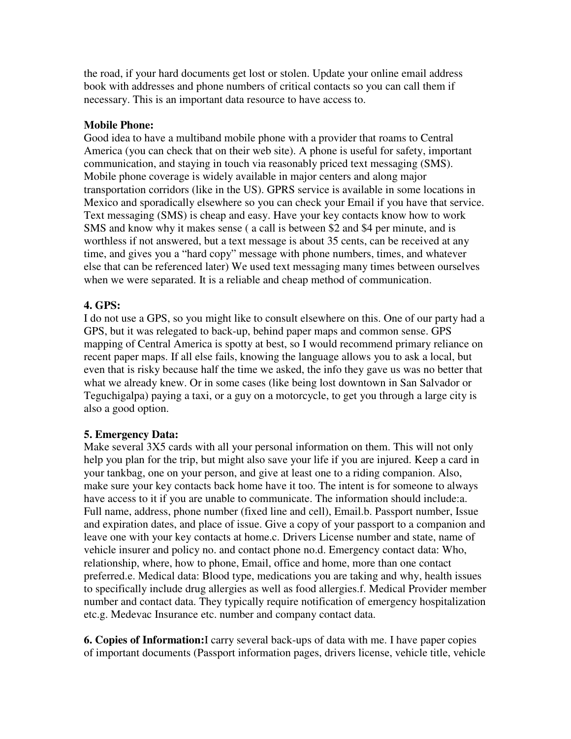the road, if your hard documents get lost or stolen. Update your online email address book with addresses and phone numbers of critical contacts so you can call them if necessary. This is an important data resource to have access to.

**Mobile Phone:**

Good idea to have a multiband mobile phone with a provider that roams to Central America (you can check that on their web site). A phone is useful for safety, important communication, and staying in touch via reasonably priced text messaging (SMS). Mobile phone coverage is widely available in major centers and along major transportation corridors (like in the US). GPRS service is available in some locations in Mexico and sporadically elsewhere so you can check your Email if you have that service. Text messaging (SMS) is cheap and easy. Have your key contacts know how to work SMS and know why it makes sense ( a call is between $2 and $4 per minute, and is worthless if not answered, but a text message is about 35 cents, can be received at any time, and gives you a "hard copy" message with phone numbers, times, and whatever else that can be referenced later) We used text messaging many times between ourselves when we were separated. It is a reliable and cheap method of communication.

**4. GPS:**

I do not use a GPS, so you might like to consult elsewhere on this. One of our party had a GPS, but it was relegated to back-up, behind paper maps and common sense. GPS mapping of Central America is spotty at best, so I would recommend primary reliance on recent paper maps. If all else fails, knowing the language allows you to ask a local, but even that is risky because half the time we asked, the info they gave us was no better that what we already knew. Or in some cases (like being lost downtown in San Salvador or Teguchigalpa) paying a taxi, or a guy on a motorcycle, to get you through a large city is also a good option.

**5. Emergency Data:**

Make several 3X5 cards with all your personal information on them. This will not only help you plan for the trip, but might also save your life if you are injured. Keep a card in your tankbag, one on your person, and give at least one to a riding companion. Also, make sure your key contacts back home have it too. The intent is for someone to always have access to it if you are unable to communicate. The information should include:a. Full name, address, phone number (fixed line and cell), Email.b. Passport number, Issue and expiration dates, and place of issue. Give a copy of your passport to a companion and leave one with your key contacts at home.c. Drivers License number and state, name of vehicle insurer and policy no. and contact phone no.d. Emergency contact data: Who, relationship, where, how to phone, Email, office and home, more than one contact preferred.e. Medical data: Blood type, medications you are taking and why, health issues to specifically include drug allergies as well as food allergies.f. Medical Provider member number and contact data. They typically require notification of emergency hospitalization etc.g. Medevac Insurance etc. number and company contact data.

**6. Copies of Information:** I carry several back-ups of data with me. I have paper copies of important documents (Passport information pages, drivers license, vehicle title, vehicle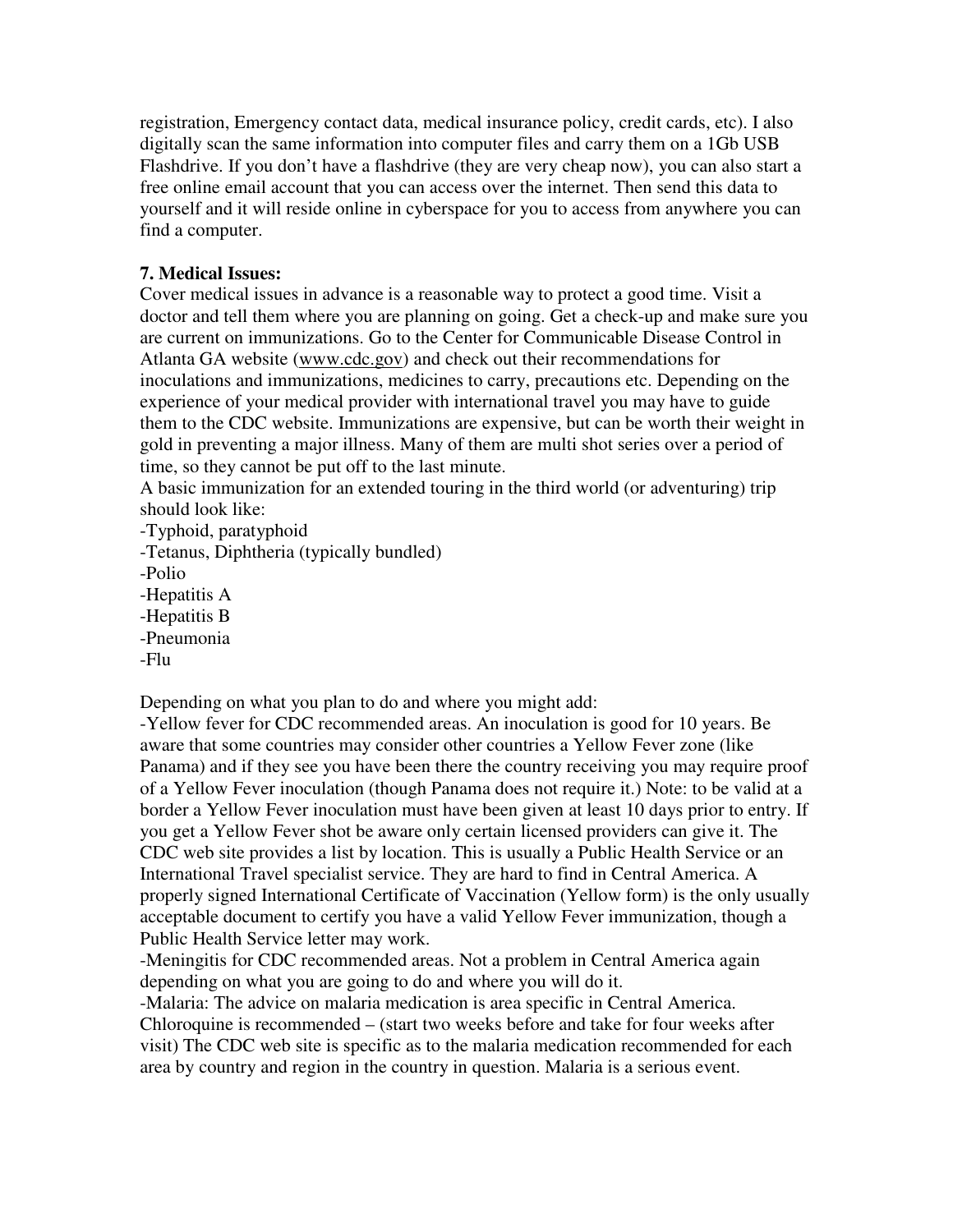registration, Emergency contact data, medical insurance policy, credit cards, etc). I also digitally scan the same information into computer files and carry them on a 1Gb USB Flashdrive. If you don't have a flashdrive (they are very cheap now), you can also start a free online email account that you can access over the internet. Then send this data to yourself and it will reside online in cyberspace for you to access from anywhere you can find a computer.

**7. Medical Issues:**

Cover medical issues in advance is a reasonable way to protect a good time. Visit a doctor and tell them where you are planning on going. Get a check-up and make sure you are current on immunizations. Go to the Center for Communicable Disease Control in Atlanta GA website (www.cdc.gov) and check out their recommendations for inoculations and immunizations, medicines to carry, precautions etc. Depending on the experience of your medical provider with international travel you may have to guide them to the CDC website. Immunizations are expensive, but can be worth their weight in gold in preventing a major illness. Many of them are multi shot series over a period of time, so they cannot be put off to the last minute.

A basic immunization for an extended touring in the third world (or adventuring) trip should look like:

- Typhoid, paratyphoid
- Tetanus, Diphtheria (typically bundled)
- Polio
- Hepatitis A
- Hepatitis B
- Pneumonia
- Flu

Depending on what you plan to do and where you might add:

- Yellow fever for CDC recommended areas. An inoculation is good for 10 years. Be aware that some countries may consider other countries a Yellow Fever zone (like Panama) and if they see you have been there the country receiving you may require proof of a Yellow Fever inoculation (though Panama does not require it.) Note: to be valid at a border a Yellow Fever inoculation must have been given at least 10 days prior to entry. If you get a Yellow Fever shot be aware only certain licensed providers can give it. The CDC web site provides a list by location. This is usually a Public Health Service or an International Travel specialist service. They are hard to find in Central America. A properly signed International Certificate of Vaccination (Yellow form) is the only usually acceptable document to certify you have a valid Yellow Fever immunization, though a Public Health Service letter may work.
- Meningitis for CDC recommended areas. Not a problem in Central America again depending on what you are going to do and where you will do it.
- Malaria: The advice on malaria medication is area specific in Central America. Chloroquine is recommended – (start two weeks before and take for four weeks after visit) The CDC web site is specific as to the malaria medication recommended for each area by country and region in the country in question. Malaria is a serious event.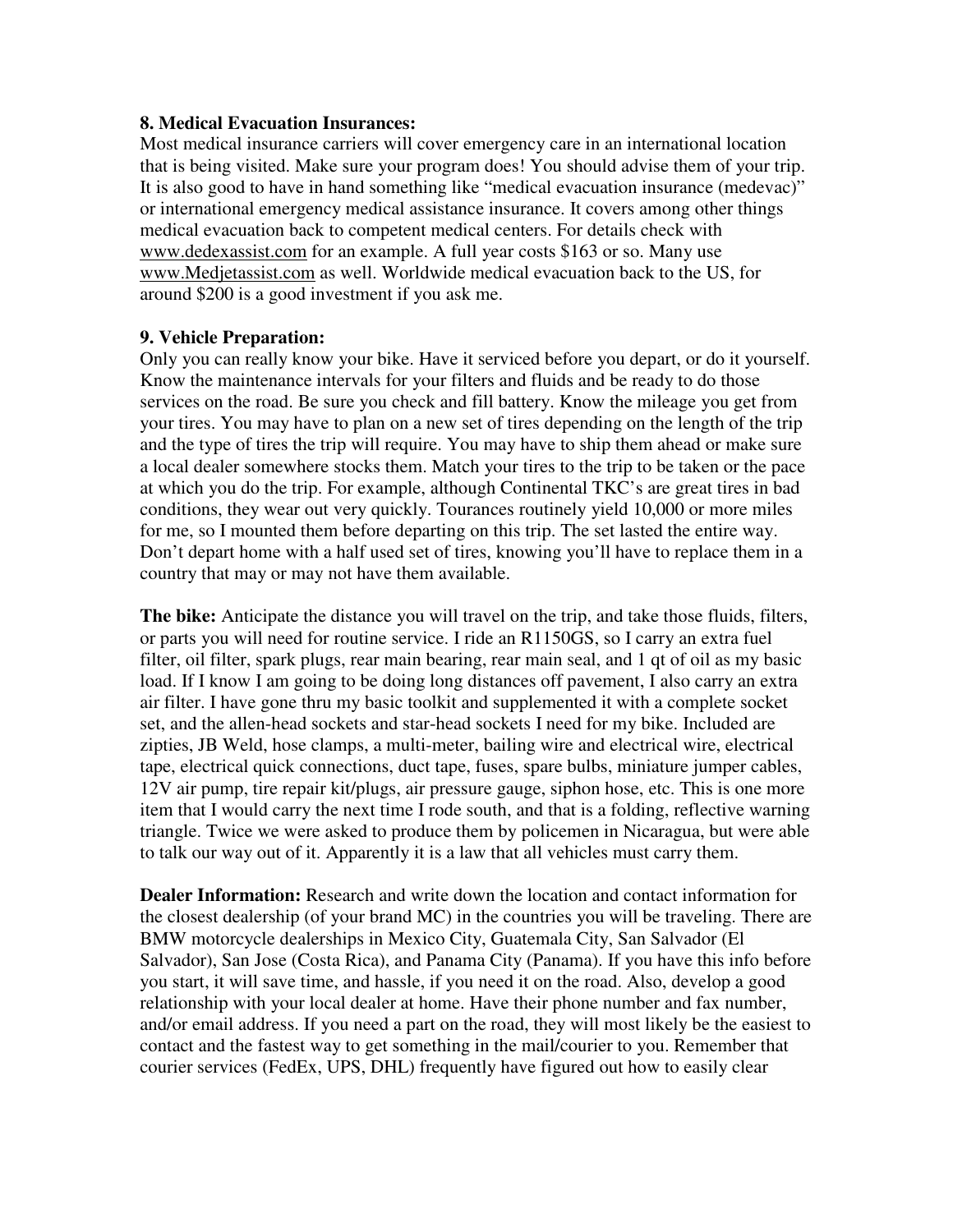**8. Medical Evacuation Insurances:**
Most medical insurance carriers will cover emergency care in an international location that is being visited. Make sure your program does! You should advise them of your trip. It is also good to have in hand something like "medical evacuation insurance (medevac)" or international emergency medical assistance insurance. It covers among other things medical evacuation back to competent medical centers. For details check with www.dedexassist.com for an example. A full year costs $163 or so. Many use www.Medjetassist.com as well. Worldwide medical evacuation back to the US, for around $200 is a good investment if you ask me.

**9. Vehicle Preparation:**
Only you can really know your bike. Have it serviced before you depart, or do it yourself. Know the maintenance intervals for your filters and fluids and be ready to do those services on the road. Be sure you check and fill battery. Know the mileage you get from your tires. You may have to plan on a new set of tires depending on the length of the trip and the type of tires the trip will require. You may have to ship them ahead or make sure a local dealer somewhere stocks them. Match your tires to the trip to be taken or the pace at which you do the trip. For example, although Continental TKC's are great tires in bad conditions, they wear out very quickly. Tourances routinely yield 10,000 or more miles for me, so I mounted them before departing on this trip. The set lasted the entire way. Don't depart home with a half used set of tires, knowing you'll have to replace them in a country that may or may not have them available.

**The bike:** Anticipate the distance you will travel on the trip, and take those fluids, filters, or parts you will need for routine service. I ride an R1150GS, so I carry an extra fuel filter, oil filter, spark plugs, rear main bearing, rear main seal, and 1 qt of oil as my basic load. If I know I am going to be doing long distances off pavement, I also carry an extra air filter. I have gone thru my basic toolkit and supplemented it with a complete socket set, and the allen-head sockets and star-head sockets I need for my bike. Included are zipties, JB Weld, hose clamps, a multi-meter, bailing wire and electrical wire, electrical tape, electrical quick connections, duct tape, fuses, spare bulbs, miniature jumper cables, 12V air pump, tire repair kit/plugs, air pressure gauge, siphon hose, etc. This is one more item that I would carry the next time I rode south, and that is a folding, reflective warning triangle. Twice we were asked to produce them by policemen in Nicaragua, but were able to talk our way out of it. Apparently it is a law that all vehicles must carry them.

**Dealer Information:** Research and write down the location and contact information for the closest dealership (of your brand MC) in the countries you will be traveling. There are BMW motorcycle dealerships in Mexico City, Guatemala City, San Salvador (El Salvador), San Jose (Costa Rica), and Panama City (Panama). If you have this info before you start, it will save time, and hassle, if you need it on the road. Also, develop a good relationship with your local dealer at home. Have their phone number and fax number, and/or email address. If you need a part on the road, they will most likely be the easiest to contact and the fastest way to get something in the mail/courier to you. Remember that courier services (FedEx, UPS, DHL) frequently have figured out how to easily clear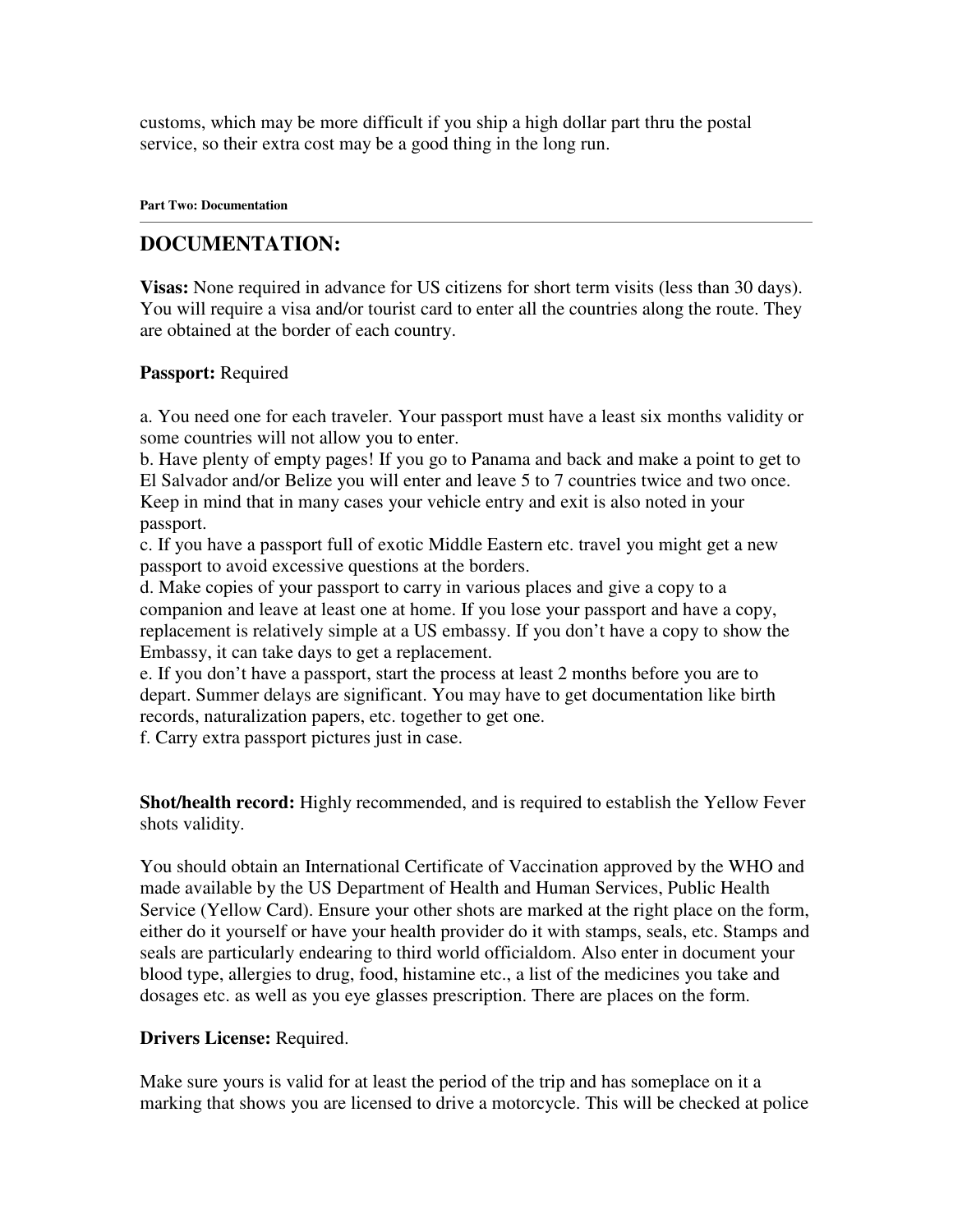customs, which may be more difficult if you ship a high dollar part thru the postal service, so their extra cost may be a good thing in the long run.

**Part Two: Documentation**

---

## DOCUMENTATION:

**Visas:** None required in advance for US citizens for short term visits (less than 30 days). You will require a visa and/or tourist card to enter all the countries along the route. They are obtained at the border of each country.

**Passport:** Required

a. You need one for each traveler. Your passport must have a least six months validity or some countries will not allow you to enter.
b. Have plenty of empty pages! If you go to Panama and back and make a point to get to El Salvador and/or Belize you will enter and leave 5 to 7 countries twice and two once. Keep in mind that in many cases your vehicle entry and exit is also noted in your passport.
c. If you have a passport full of exotic Middle Eastern etc. travel you might get a new passport to avoid excessive questions at the borders.
d. Make copies of your passport to carry in various places and give a copy to a companion and leave at least one at home. If you lose your passport and have a copy, replacement is relatively simple at a US embassy. If you don't have a copy to show the Embassy, it can take days to get a replacement.
e. If you don't have a passport, start the process at least 2 months before you are to depart. Summer delays are significant. You may have to get documentation like birth records, naturalization papers, etc. together to get one.
f. Carry extra passport pictures just in case.

**Shot/health record:** Highly recommended, and is required to establish the Yellow Fever shots validity.

You should obtain an International Certificate of Vaccination approved by the WHO and made available by the US Department of Health and Human Services, Public Health Service (Yellow Card). Ensure your other shots are marked at the right place on the form, either do it yourself or have your health provider do it with stamps, seals, etc. Stamps and seals are particularly endearing to third world officialdom. Also enter in document your blood type, allergies to drug, food, histamine etc., a list of the medicines you take and dosages etc. as well as you eye glasses prescription. There are places on the form.

**Drivers License:** Required.

Make sure yours is valid for at least the period of the trip and has someplace on it a marking that shows you are licensed to drive a motorcycle. This will be checked at police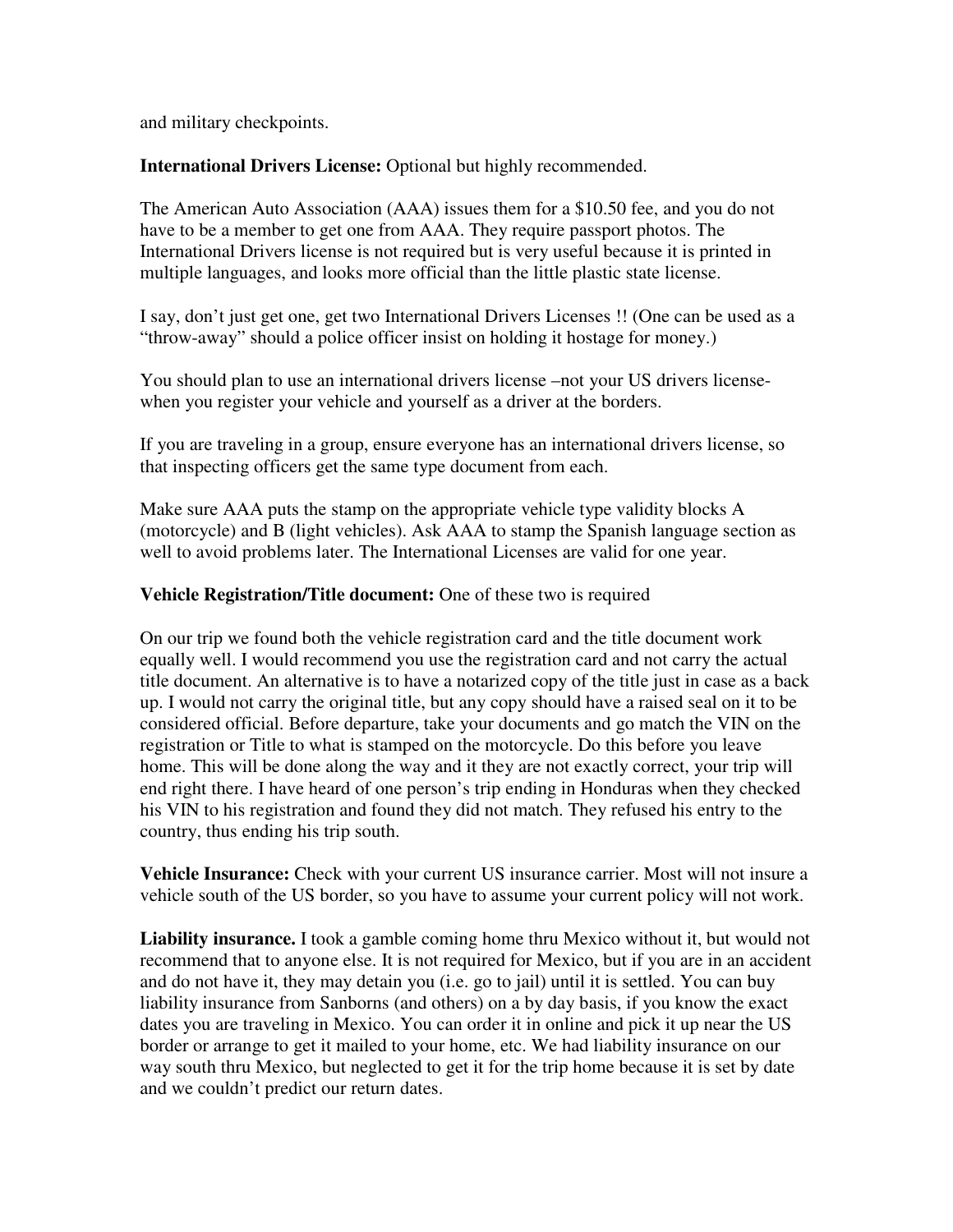and military checkpoints.

**International Drivers License:** Optional but highly recommended.

The American Auto Association (AAA) issues them for a $10.50 fee, and you do not have to be a member to get one from AAA. They require passport photos. The International Drivers license is not required but is very useful because it is printed in multiple languages, and looks more official than the little plastic state license.

I say, don't just get one, get two International Drivers Licenses !! (One can be used as a "throw-away" should a police officer insist on holding it hostage for money.)

You should plan to use an international drivers license –not your US drivers license- when you register your vehicle and yourself as a driver at the borders.

If you are traveling in a group, ensure everyone has an international drivers license, so that inspecting officers get the same type document from each.

Make sure AAA puts the stamp on the appropriate vehicle type validity blocks A (motorcycle) and B (light vehicles). Ask AAA to stamp the Spanish language section as well to avoid problems later. The International Licenses are valid for one year.

**Vehicle Registration/Title document:** One of these two is required

On our trip we found both the vehicle registration card and the title document work equally well. I would recommend you use the registration card and not carry the actual title document. An alternative is to have a notarized copy of the title just in case as a back up. I would not carry the original title, but any copy should have a raised seal on it to be considered official. Before departure, take your documents and go match the VIN on the registration or Title to what is stamped on the motorcycle. Do this before you leave home. This will be done along the way and it they are not exactly correct, your trip will end right there. I have heard of one person's trip ending in Honduras when they checked his VIN to his registration and found they did not match. They refused his entry to the country, thus ending his trip south.

**Vehicle Insurance:** Check with your current US insurance carrier. Most will not insure a vehicle south of the US border, so you have to assume your current policy will not work.

**Liability insurance.** I took a gamble coming home thru Mexico without it, but would not recommend that to anyone else. It is not required for Mexico, but if you are in an accident and do not have it, they may detain you (i.e. go to jail) until it is settled. You can buy liability insurance from Sanborns (and others) on a by day basis, if you know the exact dates you are traveling in Mexico. You can order it in online and pick it up near the US border or arrange to get it mailed to your home, etc. We had liability insurance on our way south thru Mexico, but neglected to get it for the trip home because it is set by date and we couldn't predict our return dates.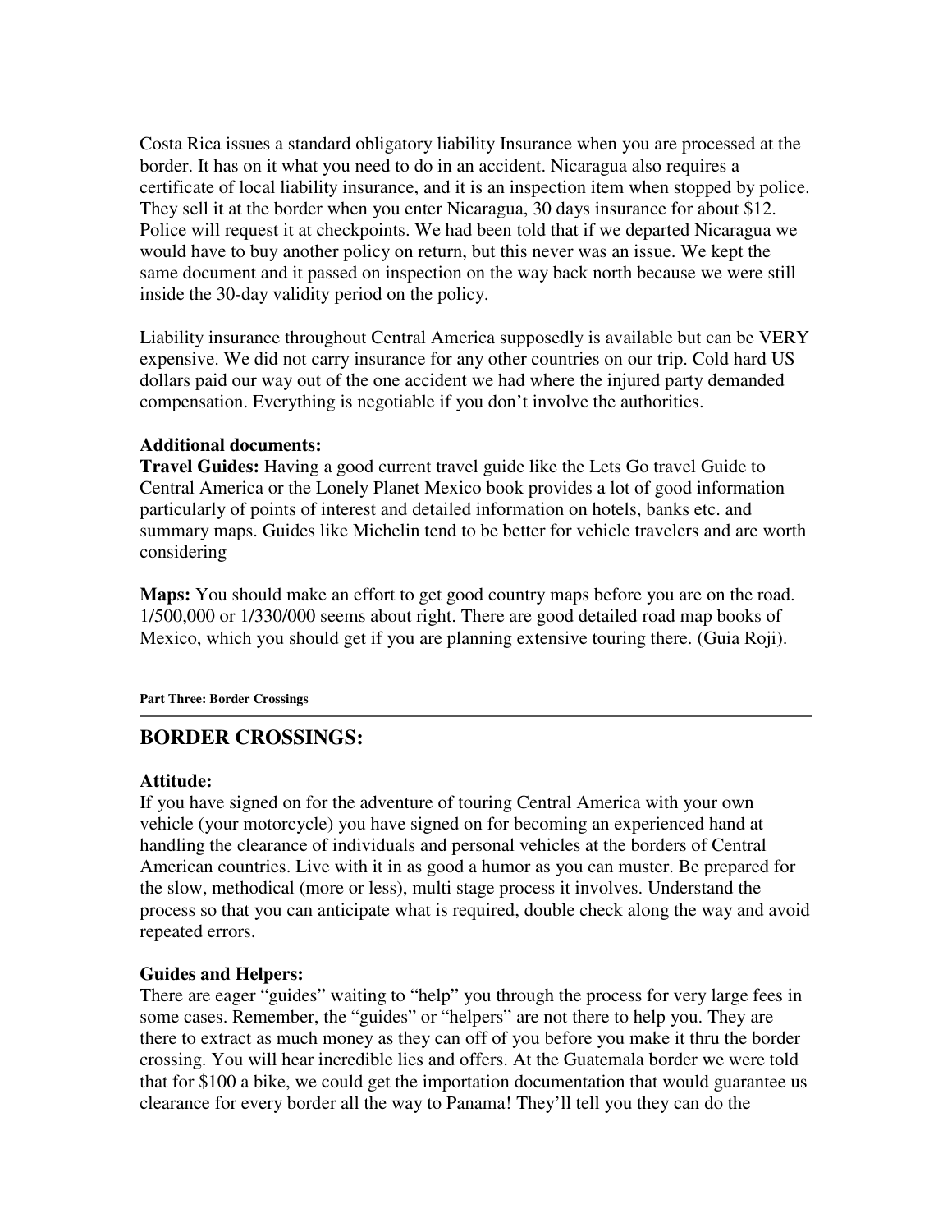Costa Rica issues a standard obligatory liability Insurance when you are processed at the border. It has on it what you need to do in an accident. Nicaragua also requires a certificate of local liability insurance, and it is an inspection item when stopped by police. They sell it at the border when you enter Nicaragua, 30 days insurance for about $12. Police will request it at checkpoints. We had been told that if we departed Nicaragua we would have to buy another policy on return, but this never was an issue. We kept the same document and it passed on inspection on the way back north because we were still inside the 30-day validity period on the policy.

Liability insurance throughout Central America supposedly is available but can be VERY expensive. We did not carry insurance for any other countries on our trip. Cold hard US dollars paid our way out of the one accident we had where the injured party demanded compensation. Everything is negotiable if you don't involve the authorities.

**Additional documents:**

**Travel Guides:** Having a good current travel guide like the Lets Go travel Guide to Central America or the Lonely Planet Mexico book provides a lot of good information particularly of points of interest and detailed information on hotels, banks etc. and summary maps. Guides like Michelin tend to be better for vehicle travelers and are worth considering

**Maps:** You should make an effort to get good country maps before you are on the road. 1/500,000 or 1/330/000 seems about right. There are good detailed road map books of Mexico, which you should get if you are planning extensive touring there. (Guia Roji).

**Part Three: Border Crossings**

## BORDER CROSSINGS:

**Attitude:**

If you have signed on for the adventure of touring Central America with your own vehicle (your motorcycle) you have signed on for becoming an experienced hand at handling the clearance of individuals and personal vehicles at the borders of Central American countries. Live with it in as good a humor as you can muster. Be prepared for the slow, methodical (more or less), multi stage process it involves. Understand the process so that you can anticipate what is required, double check along the way and avoid repeated errors.

**Guides and Helpers:**

There are eager "guides" waiting to "help" you through the process for very large fees in some cases. Remember, the "guides" or "helpers" are not there to help you. They are there to extract as much money as they can off of you before you make it thru the border crossing. You will hear incredible lies and offers. At the Guatemala border we were told that for $100 a bike, we could get the importation documentation that would guarantee us clearance for every border all the way to Panama! They'll tell you they can do the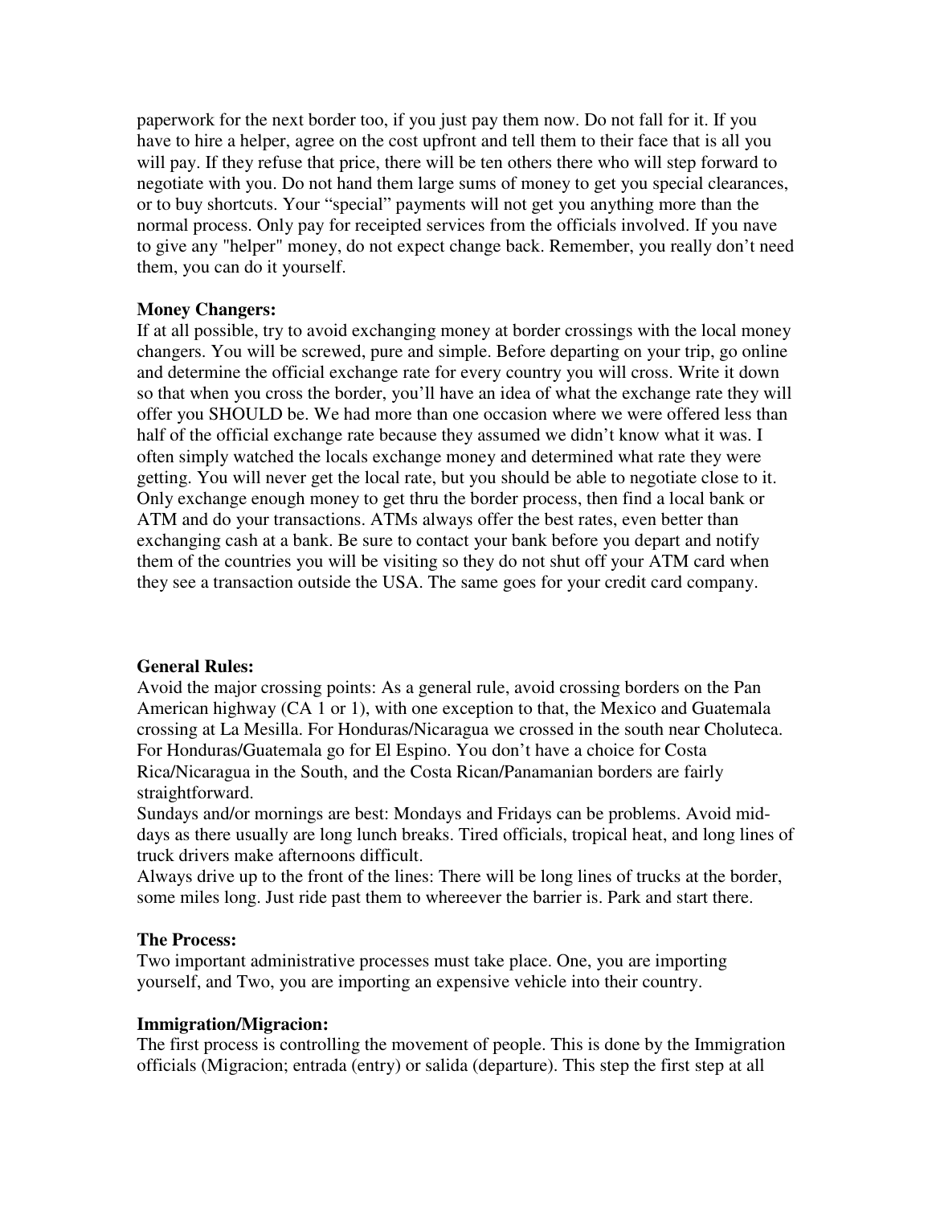paperwork for the next border too, if you just pay them now. Do not fall for it. If you have to hire a helper, agree on the cost upfront and tell them to their face that is all you will pay. If they refuse that price, there will be ten others there who will step forward to negotiate with you. Do not hand them large sums of money to get you special clearances, or to buy shortcuts. Your "special" payments will not get you anything more than the normal process. Only pay for receipted services from the officials involved. If you nave to give any "helper" money, do not expect change back. Remember, you really don't need them, you can do it yourself.

**Money Changers:**
If at all possible, try to avoid exchanging money at border crossings with the local money changers. You will be screwed, pure and simple. Before departing on your trip, go online and determine the official exchange rate for every country you will cross. Write it down so that when you cross the border, you'll have an idea of what the exchange rate they will offer you SHOULD be. We had more than one occasion where we were offered less than half of the official exchange rate because they assumed we didn't know what it was. I often simply watched the locals exchange money and determined what rate they were getting. You will never get the local rate, but you should be able to negotiate close to it. Only exchange enough money to get thru the border process, then find a local bank or ATM and do your transactions. ATMs always offer the best rates, even better than exchanging cash at a bank. Be sure to contact your bank before you depart and notify them of the countries you will be visiting so they do not shut off your ATM card when they see a transaction outside the USA. The same goes for your credit card company.

**General Rules:**
Avoid the major crossing points: As a general rule, avoid crossing borders on the Pan American highway (CA 1 or 1), with one exception to that, the Mexico and Guatemala crossing at La Mesilla. For Honduras/Nicaragua we crossed in the south near Choluteca. For Honduras/Guatemala go for El Espino. You don't have a choice for Costa Rica/Nicaragua in the South, and the Costa Rican/Panamanian borders are fairly straightforward.
Sundays and/or mornings are best: Mondays and Fridays can be problems. Avoid mid-days as there usually are long lunch breaks. Tired officials, tropical heat, and long lines of truck drivers make afternoons difficult.
Always drive up to the front of the lines: There will be long lines of trucks at the border, some miles long. Just ride past them to whereever the barrier is. Park and start there.

**The Process:**
Two important administrative processes must take place. One, you are importing yourself, and Two, you are importing an expensive vehicle into their country.

**Immigration/Migracion:**
The first process is controlling the movement of people. This is done by the Immigration officials (Migracion; entrada (entry) or salida (departure). This step the first step at all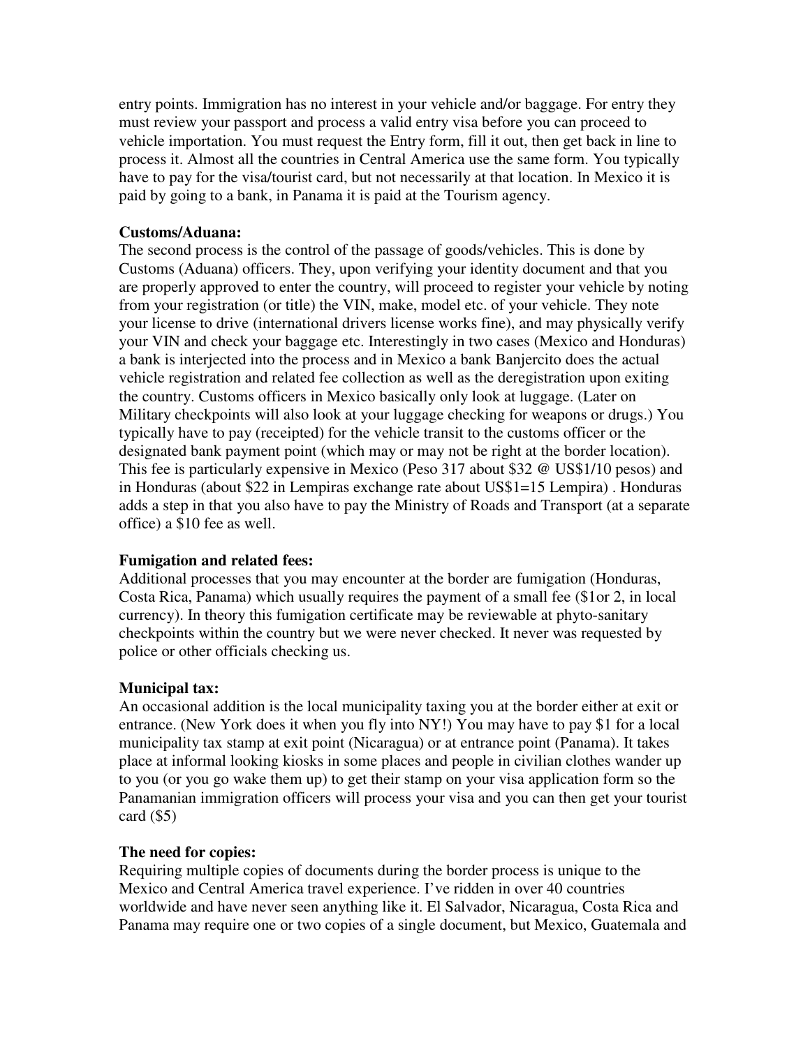entry points. Immigration has no interest in your vehicle and/or baggage. For entry they must review your passport and process a valid entry visa before you can proceed to vehicle importation. You must request the Entry form, fill it out, then get back in line to process it. Almost all the countries in Central America use the same form. You typically have to pay for the visa/tourist card, but not necessarily at that location. In Mexico it is paid by going to a bank, in Panama it is paid at the Tourism agency.

**Customs/Aduana:**
The second process is the control of the passage of goods/vehicles. This is done by Customs (Aduana) officers. They, upon verifying your identity document and that you are properly approved to enter the country, will proceed to register your vehicle by noting from your registration (or title) the VIN, make, model etc. of your vehicle. They note your license to drive (international drivers license works fine), and may physically verify your VIN and check your baggage etc. Interestingly in two cases (Mexico and Honduras) a bank is interjected into the process and in Mexico a bank Banjercito does the actual vehicle registration and related fee collection as well as the deregistration upon exiting the country. Customs officers in Mexico basically only look at luggage. (Later on Military checkpoints will also look at your luggage checking for weapons or drugs.) You typically have to pay (receipted) for the vehicle transit to the customs officer or the designated bank payment point (which may or may not be right at the border location). This fee is particularly expensive in Mexico (Peso 317 about $32 @ US$1/10 pesos) and in Honduras (about $22 in Lempiras exchange rate about US$1=15 Lempira) . Honduras adds a step in that you also have to pay the Ministry of Roads and Transport (at a separate office) a $10 fee as well.

**Fumigation and related fees:**
Additional processes that you may encounter at the border are fumigation (Honduras, Costa Rica, Panama) which usually requires the payment of a small fee ($1or 2, in local currency). In theory this fumigation certificate may be reviewable at phyto-sanitary checkpoints within the country but we were never checked. It never was requested by police or other officials checking us.

**Municipal tax:**
An occasional addition is the local municipality taxing you at the border either at exit or entrance. (New York does it when you fly into NY!) You may have to pay $1 for a local municipality tax stamp at exit point (Nicaragua) or at entrance point (Panama). It takes place at informal looking kiosks in some places and people in civilian clothes wander up to you (or you go wake them up) to get their stamp on your visa application form so the Panamanian immigration officers will process your visa and you can then get your tourist card ($5)

**The need for copies:**
Requiring multiple copies of documents during the border process is unique to the Mexico and Central America travel experience. I've ridden in over 40 countries worldwide and have never seen anything like it. El Salvador, Nicaragua, Costa Rica and Panama may require one or two copies of a single document, but Mexico, Guatemala and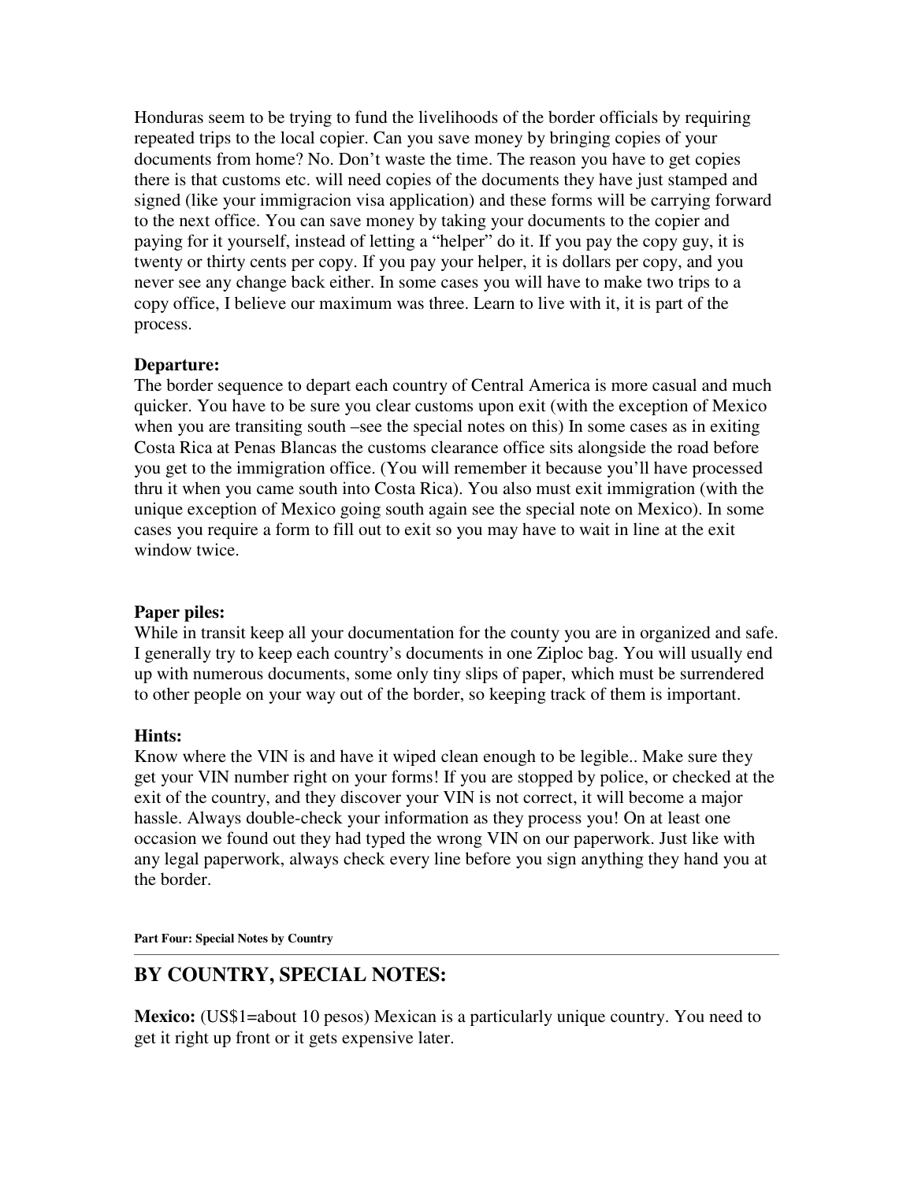Honduras seem to be trying to fund the livelihoods of the border officials by requiring repeated trips to the local copier. Can you save money by bringing copies of your documents from home? No. Don't waste the time. The reason you have to get copies there is that customs etc. will need copies of the documents they have just stamped and signed (like your immigracion visa application) and these forms will be carrying forward to the next office. You can save money by taking your documents to the copier and paying for it yourself, instead of letting a "helper" do it. If you pay the copy guy, it is twenty or thirty cents per copy. If you pay your helper, it is dollars per copy, and you never see any change back either. In some cases you will have to make two trips to a copy office, I believe our maximum was three. Learn to live with it, it is part of the process.

**Departure:**
The border sequence to depart each country of Central America is more casual and much quicker. You have to be sure you clear customs upon exit (with the exception of Mexico when you are transiting south –see the special notes on this) In some cases as in exiting Costa Rica at Penas Blancas the customs clearance office sits alongside the road before you get to the immigration office. (You will remember it because you'll have processed thru it when you came south into Costa Rica). You also must exit immigration (with the unique exception of Mexico going south again see the special note on Mexico). In some cases you require a form to fill out to exit so you may have to wait in line at the exit window twice.

**Paper piles:**
While in transit keep all your documentation for the county you are in organized and safe. I generally try to keep each country's documents in one Ziploc bag. You will usually end up with numerous documents, some only tiny slips of paper, which must be surrendered to other people on your way out of the border, so keeping track of them is important.

**Hints:**
Know where the VIN is and have it wiped clean enough to be legible.. Make sure they get your VIN number right on your forms! If you are stopped by police, or checked at the exit of the country, and they discover your VIN is not correct, it will become a major hassle. Always double-check your information as they process you! On at least one occasion we found out they had typed the wrong VIN on our paperwork. Just like with any legal paperwork, always check every line before you sign anything they hand you at the border.

**Part Four: Special Notes by Country**

## BY COUNTRY, SPECIAL NOTES:

**Mexico:** (US$1=about 10 pesos) Mexican is a particularly unique country. You need to get it right up front or it gets expensive later.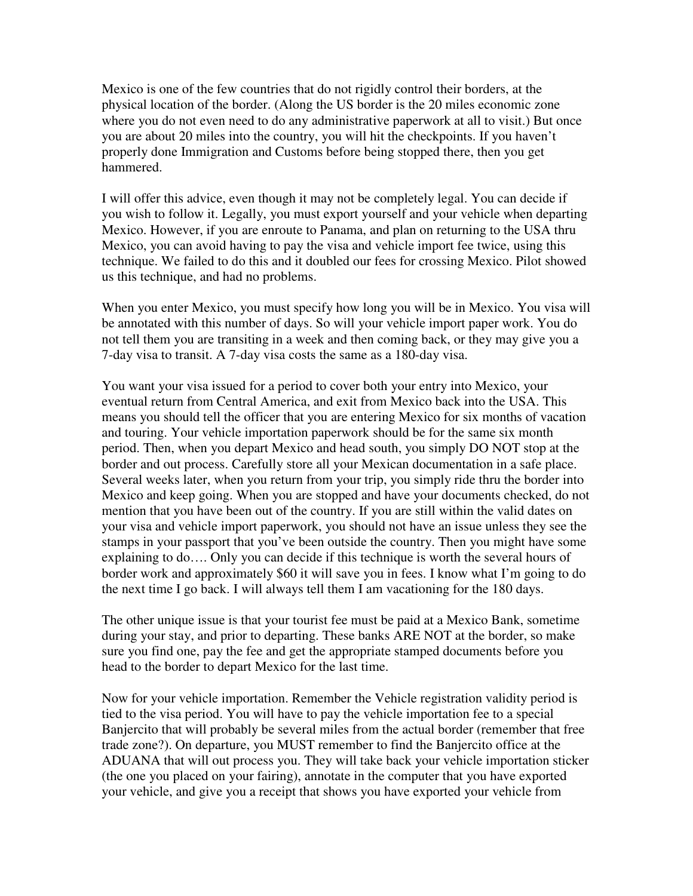Mexico is one of the few countries that do not rigidly control their borders, at the physical location of the border. (Along the US border is the 20 miles economic zone where you do not even need to do any administrative paperwork at all to visit.) But once you are about 20 miles into the country, you will hit the checkpoints. If you haven't properly done Immigration and Customs before being stopped there, then you get hammered.

I will offer this advice, even though it may not be completely legal. You can decide if you wish to follow it. Legally, you must export yourself and your vehicle when departing Mexico. However, if you are enroute to Panama, and plan on returning to the USA thru Mexico, you can avoid having to pay the visa and vehicle import fee twice, using this technique. We failed to do this and it doubled our fees for crossing Mexico. Pilot showed us this technique, and had no problems.

When you enter Mexico, you must specify how long you will be in Mexico. You visa will be annotated with this number of days. So will your vehicle import paper work. You do not tell them you are transiting in a week and then coming back, or they may give you a 7-day visa to transit. A 7-day visa costs the same as a 180-day visa.

You want your visa issued for a period to cover both your entry into Mexico, your eventual return from Central America, and exit from Mexico back into the USA. This means you should tell the officer that you are entering Mexico for six months of vacation and touring. Your vehicle importation paperwork should be for the same six month period. Then, when you depart Mexico and head south, you simply DO NOT stop at the border and out process. Carefully store all your Mexican documentation in a safe place. Several weeks later, when you return from your trip, you simply ride thru the border into Mexico and keep going. When you are stopped and have your documents checked, do not mention that you have been out of the country. If you are still within the valid dates on your visa and vehicle import paperwork, you should not have an issue unless they see the stamps in your passport that you've been outside the country. Then you might have some explaining to do…. Only you can decide if this technique is worth the several hours of border work and approximately $60 it will save you in fees. I know what I'm going to do the next time I go back. I will always tell them I am vacationing for the 180 days.

The other unique issue is that your tourist fee must be paid at a Mexico Bank, sometime during your stay, and prior to departing. These banks ARE NOT at the border, so make sure you find one, pay the fee and get the appropriate stamped documents before you head to the border to depart Mexico for the last time.

Now for your vehicle importation. Remember the Vehicle registration validity period is tied to the visa period. You will have to pay the vehicle importation fee to a special Banjercito that will probably be several miles from the actual border (remember that free trade zone?). On departure, you MUST remember to find the Banjercito office at the ADUANA that will out process you. They will take back your vehicle importation sticker (the one you placed on your fairing), annotate in the computer that you have exported your vehicle, and give you a receipt that shows you have exported your vehicle from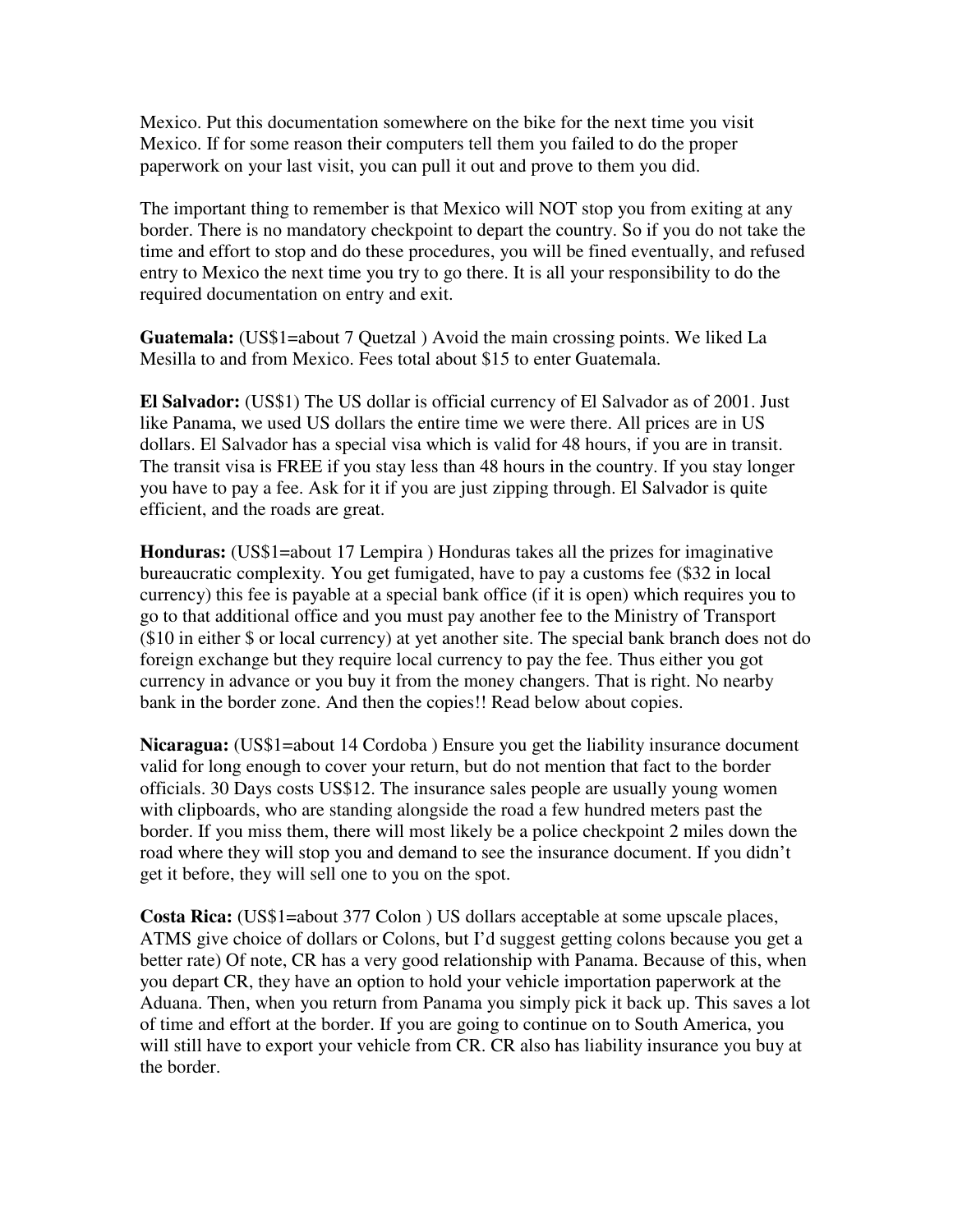Mexico. Put this documentation somewhere on the bike for the next time you visit Mexico. If for some reason their computers tell them you failed to do the proper paperwork on your last visit, you can pull it out and prove to them you did.

The important thing to remember is that Mexico will NOT stop you from exiting at any border. There is no mandatory checkpoint to depart the country. So if you do not take the time and effort to stop and do these procedures, you will be fined eventually, and refused entry to Mexico the next time you try to go there. It is all your responsibility to do the required documentation on entry and exit.

**Guatemala:** (US$1=about 7 Quetzal ) Avoid the main crossing points. We liked La Mesilla to and from Mexico. Fees total about $15 to enter Guatemala.

**El Salvador:** (US$1) The US dollar is official currency of El Salvador as of 2001. Just like Panama, we used US dollars the entire time we were there. All prices are in US dollars. El Salvador has a special visa which is valid for 48 hours, if you are in transit. The transit visa is FREE if you stay less than 48 hours in the country. If you stay longer you have to pay a fee. Ask for it if you are just zipping through. El Salvador is quite efficient, and the roads are great.

**Honduras:** (US$1=about 17 Lempira ) Honduras takes all the prizes for imaginative bureaucratic complexity. You get fumigated, have to pay a customs fee ($32 in local currency) this fee is payable at a special bank office (if it is open) which requires you to go to that additional office and you must pay another fee to the Ministry of Transport ($10 in either $ or local currency) at yet another site. The special bank branch does not do foreign exchange but they require local currency to pay the fee. Thus either you got currency in advance or you buy it from the money changers. That is right. No nearby bank in the border zone. And then the copies!! Read below about copies.

**Nicaragua:** (US$1=about 14 Cordoba ) Ensure you get the liability insurance document valid for long enough to cover your return, but do not mention that fact to the border officials. 30 Days costs US$12. The insurance sales people are usually young women with clipboards, who are standing alongside the road a few hundred meters past the border. If you miss them, there will most likely be a police checkpoint 2 miles down the road where they will stop you and demand to see the insurance document. If you didn't get it before, they will sell one to you on the spot.

**Costa Rica:** (US$1=about 377 Colon ) US dollars acceptable at some upscale places, ATMS give choice of dollars or Colons, but I'd suggest getting colons because you get a better rate) Of note, CR has a very good relationship with Panama. Because of this, when you depart CR, they have an option to hold your vehicle importation paperwork at the Aduana. Then, when you return from Panama you simply pick it back up. This saves a lot of time and effort at the border. If you are going to continue on to South America, you will still have to export your vehicle from CR. CR also has liability insurance you buy at the border.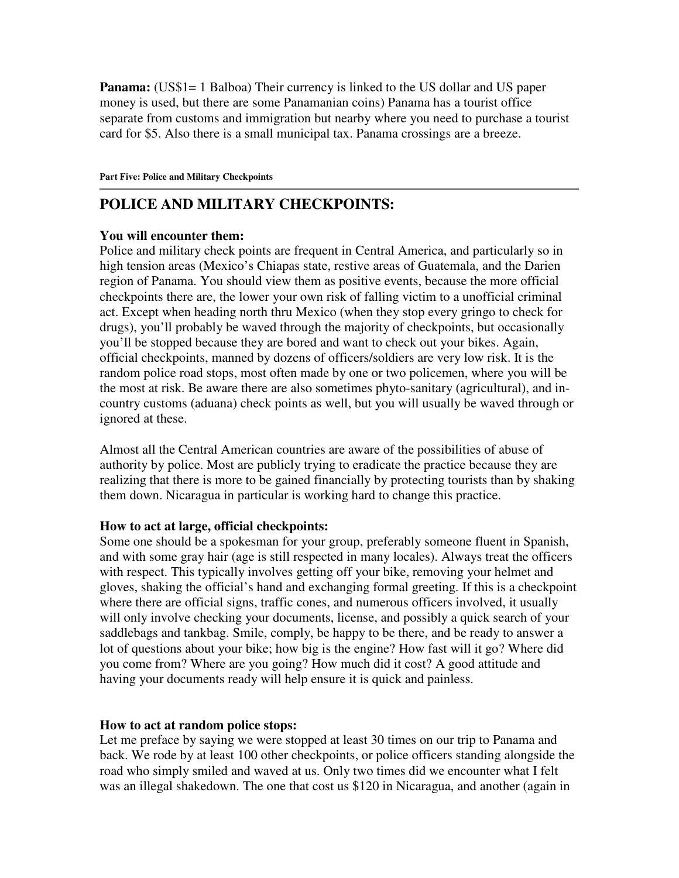**Panama:** (US$1= 1 Balboa) Their currency is linked to the US dollar and US paper money is used, but there are some Panamanian coins) Panama has a tourist office separate from customs and immigration but nearby where you need to purchase a tourist card for $5. Also there is a small municipal tax. Panama crossings are a breeze.

**Part Five: Police and Military Checkpoints**

---

## POLICE AND MILITARY CHECKPOINTS:

### You will encounter them:

Police and military check points are frequent in Central America, and particularly so in high tension areas (Mexico's Chiapas state, restive areas of Guatemala, and the Darien region of Panama. You should view them as positive events, because the more official checkpoints there are, the lower your own risk of falling victim to a unofficial criminal act. Except when heading north thru Mexico (when they stop every gringo to check for drugs), you'll probably be waved through the majority of checkpoints, but occasionally you'll be stopped because they are bored and want to check out your bikes. Again, official checkpoints, manned by dozens of officers/soldiers are very low risk. It is the random police road stops, most often made by one or two policemen, where you will be the most at risk. Be aware there are also sometimes phyto-sanitary (agricultural), and in-country customs (aduana) check points as well, but you will usually be waved through or ignored at these.

Almost all the Central American countries are aware of the possibilities of abuse of authority by police. Most are publicly trying to eradicate the practice because they are realizing that there is more to be gained financially by protecting tourists than by shaking them down. Nicaragua in particular is working hard to change this practice.

### How to act at large, official checkpoints:

Some one should be a spokesman for your group, preferably someone fluent in Spanish, and with some gray hair (age is still respected in many locales). Always treat the officers with respect. This typically involves getting off your bike, removing your helmet and gloves, shaking the official's hand and exchanging formal greeting. If this is a checkpoint where there are official signs, traffic cones, and numerous officers involved, it usually will only involve checking your documents, license, and possibly a quick search of your saddlebags and tankbag. Smile, comply, be happy to be there, and be ready to answer a lot of questions about your bike; how big is the engine? How fast will it go? Where did you come from? Where are you going? How much did it cost? A good attitude and having your documents ready will help ensure it is quick and painless.

### How to act at random police stops:

Let me preface by saying we were stopped at least 30 times on our trip to Panama and back. We rode by at least 100 other checkpoints, or police officers standing alongside the road who simply smiled and waved at us. Only two times did we encounter what I felt was an illegal shakedown. The one that cost us $120 in Nicaragua, and another (again in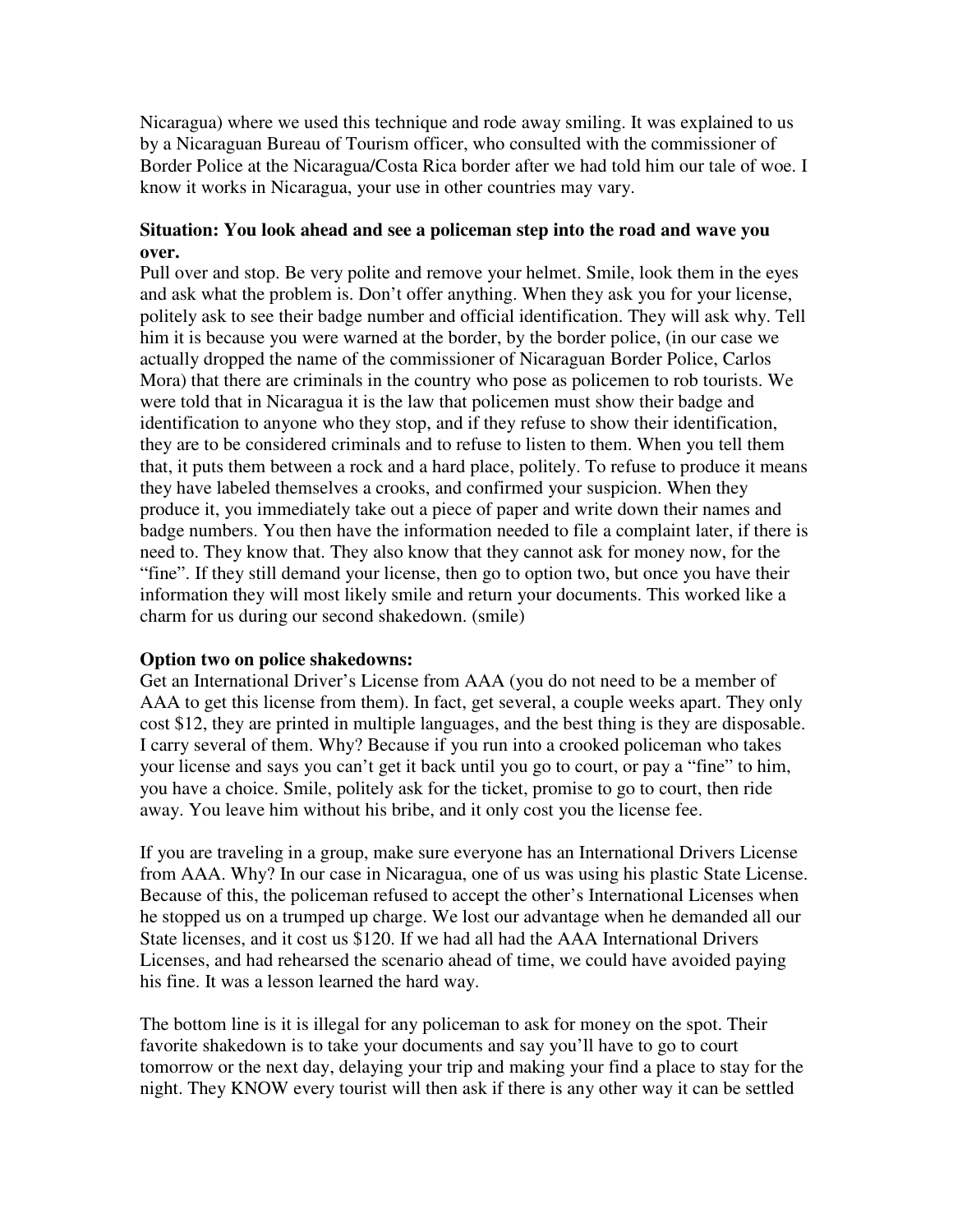Nicaragua) where we used this technique and rode away smiling. It was explained to us by a Nicaraguan Bureau of Tourism officer, who consulted with the commissioner of Border Police at the Nicaragua/Costa Rica border after we had told him our tale of woe. I know it works in Nicaragua, your use in other countries may vary.

**Situation: You look ahead and see a policeman step into the road and wave you over.**

Pull over and stop. Be very polite and remove your helmet. Smile, look them in the eyes and ask what the problem is. Don't offer anything. When they ask you for your license, politely ask to see their badge number and official identification. They will ask why. Tell him it is because you were warned at the border, by the border police, (in our case we actually dropped the name of the commissioner of Nicaraguan Border Police, Carlos Mora) that there are criminals in the country who pose as policemen to rob tourists. We were told that in Nicaragua it is the law that policemen must show their badge and identification to anyone who they stop, and if they refuse to show their identification, they are to be considered criminals and to refuse to listen to them. When you tell them that, it puts them between a rock and a hard place, politely. To refuse to produce it means they have labeled themselves a crooks, and confirmed your suspicion. When they produce it, you immediately take out a piece of paper and write down their names and badge numbers. You then have the information needed to file a complaint later, if there is need to. They know that. They also know that they cannot ask for money now, for the "fine". If they still demand your license, then go to option two, but once you have their information they will most likely smile and return your documents. This worked like a charm for us during our second shakedown. (smile)

**Option two on police shakedowns:**

Get an International Driver's License from AAA (you do not need to be a member of AAA to get this license from them). In fact, get several, a couple weeks apart. They only cost $12, they are printed in multiple languages, and the best thing is they are disposable. I carry several of them. Why? Because if you run into a crooked policeman who takes your license and says you can't get it back until you go to court, or pay a "fine" to him, you have a choice. Smile, politely ask for the ticket, promise to go to court, then ride away. You leave him without his bribe, and it only cost you the license fee.

If you are traveling in a group, make sure everyone has an International Drivers License from AAA. Why? In our case in Nicaragua, one of us was using his plastic State License. Because of this, the policeman refused to accept the other's International Licenses when he stopped us on a trumped up charge. We lost our advantage when he demanded all our State licenses, and it cost us $120. If we had all had the AAA International Drivers Licenses, and had rehearsed the scenario ahead of time, we could have avoided paying his fine. It was a lesson learned the hard way.

The bottom line is it is illegal for any policeman to ask for money on the spot. Their favorite shakedown is to take your documents and say you'll have to go to court tomorrow or the next day, delaying your trip and making your find a place to stay for the night. They KNOW every tourist will then ask if there is any other way it can be settled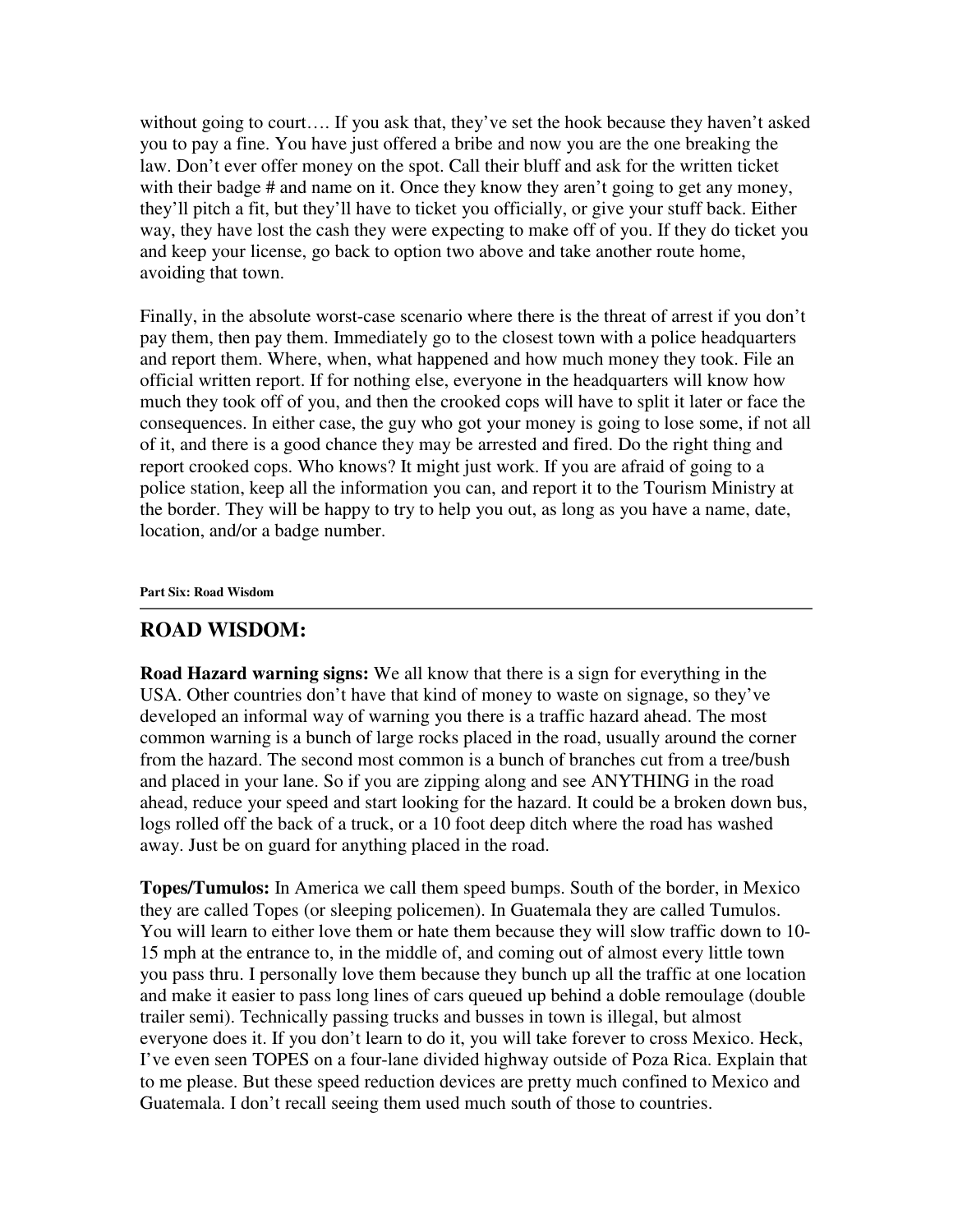without going to court…. If you ask that, they've set the hook because they haven't asked you to pay a fine. You have just offered a bribe and now you are the one breaking the law. Don't ever offer money on the spot. Call their bluff and ask for the written ticket with their badge # and name on it. Once they know they aren't going to get any money, they'll pitch a fit, but they'll have to ticket you officially, or give your stuff back. Either way, they have lost the cash they were expecting to make off of you. If they do ticket you and keep your license, go back to option two above and take another route home, avoiding that town.

Finally, in the absolute worst-case scenario where there is the threat of arrest if you don't pay them, then pay them. Immediately go to the closest town with a police headquarters and report them. Where, when, what happened and how much money they took. File an official written report. If for nothing else, everyone in the headquarters will know how much they took off of you, and then the crooked cops will have to split it later or face the consequences. In either case, the guy who got your money is going to lose some, if not all of it, and there is a good chance they may be arrested and fired. Do the right thing and report crooked cops. Who knows? It might just work. If you are afraid of going to a police station, keep all the information you can, and report it to the Tourism Ministry at the border. They will be happy to try to help you out, as long as you have a name, date, location, and/or a badge number.

**Part Six: Road Wisdom**

## ROAD WISDOM:

**Road Hazard warning signs:** We all know that there is a sign for everything in the USA. Other countries don't have that kind of money to waste on signage, so they've developed an informal way of warning you there is a traffic hazard ahead. The most common warning is a bunch of large rocks placed in the road, usually around the corner from the hazard. The second most common is a bunch of branches cut from a tree/bush and placed in your lane. So if you are zipping along and see ANYTHING in the road ahead, reduce your speed and start looking for the hazard. It could be a broken down bus, logs rolled off the back of a truck, or a 10 foot deep ditch where the road has washed away. Just be on guard for anything placed in the road.

**Topes/Tumulos:** In America we call them speed bumps. South of the border, in Mexico they are called Topes (or sleeping policemen). In Guatemala they are called Tumulos. You will learn to either love them or hate them because they will slow traffic down to 10-15 mph at the entrance to, in the middle of, and coming out of almost every little town you pass thru. I personally love them because they bunch up all the traffic at one location and make it easier to pass long lines of cars queued up behind a doble remoulage (double trailer semi). Technically passing trucks and busses in town is illegal, but almost everyone does it. If you don't learn to do it, you will take forever to cross Mexico. Heck, I've even seen TOPES on a four-lane divided highway outside of Poza Rica. Explain that to me please. But these speed reduction devices are pretty much confined to Mexico and Guatemala. I don't recall seeing them used much south of those to countries.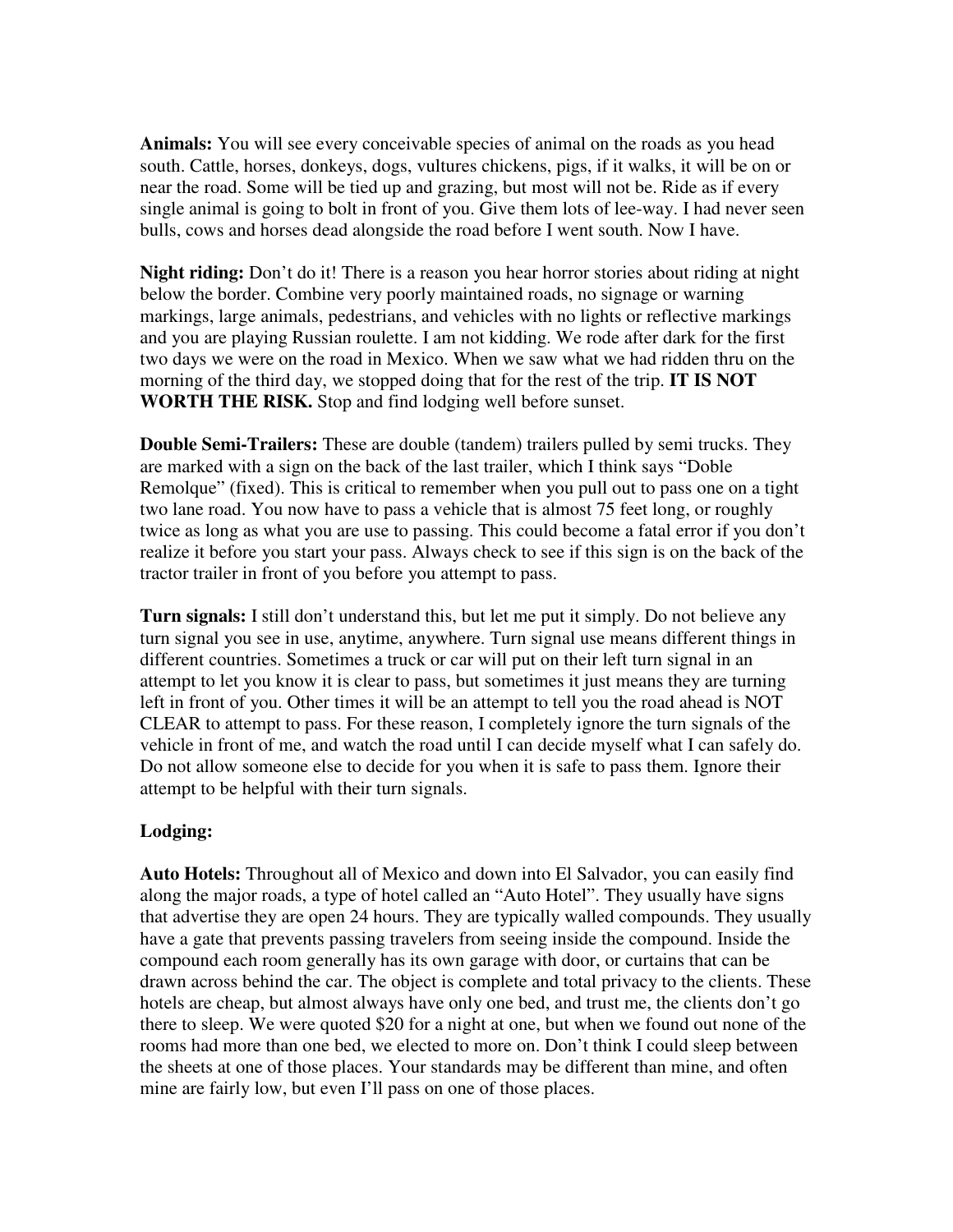**Animals:** You will see every conceivable species of animal on the roads as you head south. Cattle, horses, donkeys, dogs, vultures chickens, pigs, if it walks, it will be on or near the road. Some will be tied up and grazing, but most will not be. Ride as if every single animal is going to bolt in front of you. Give them lots of lee-way. I had never seen bulls, cows and horses dead alongside the road before I went south. Now I have.

**Night riding:** Don't do it! There is a reason you hear horror stories about riding at night below the border. Combine very poorly maintained roads, no signage or warning markings, large animals, pedestrians, and vehicles with no lights or reflective markings and you are playing Russian roulette. I am not kidding. We rode after dark for the first two days we were on the road in Mexico. When we saw what we had ridden thru on the morning of the third day, we stopped doing that for the rest of the trip. **IT IS NOT WORTH THE RISK.** Stop and find lodging well before sunset.

**Double Semi-Trailers:** These are double (tandem) trailers pulled by semi trucks. They are marked with a sign on the back of the last trailer, which I think says "Doble Remolque" (fixed). This is critical to remember when you pull out to pass one on a tight two lane road. You now have to pass a vehicle that is almost 75 feet long, or roughly twice as long as what you are use to passing. This could become a fatal error if you don't realize it before you start your pass. Always check to see if this sign is on the back of the tractor trailer in front of you before you attempt to pass.

**Turn signals:** I still don't understand this, but let me put it simply. Do not believe any turn signal you see in use, anytime, anywhere. Turn signal use means different things in different countries. Sometimes a truck or car will put on their left turn signal in an attempt to let you know it is clear to pass, but sometimes it just means they are turning left in front of you. Other times it will be an attempt to tell you the road ahead is NOT CLEAR to attempt to pass. For these reason, I completely ignore the turn signals of the vehicle in front of me, and watch the road until I can decide myself what I can safely do. Do not allow someone else to decide for you when it is safe to pass them. Ignore their attempt to be helpful with their turn signals.

**Lodging:**

**Auto Hotels:** Throughout all of Mexico and down into El Salvador, you can easily find along the major roads, a type of hotel called an "Auto Hotel". They usually have signs that advertise they are open 24 hours. They are typically walled compounds. They usually have a gate that prevents passing travelers from seeing inside the compound. Inside the compound each room generally has its own garage with door, or curtains that can be drawn across behind the car. The object is complete and total privacy to the clients. These hotels are cheap, but almost always have only one bed, and trust me, the clients don't go there to sleep. We were quoted $20 for a night at one, but when we found out none of the rooms had more than one bed, we elected to more on. Don't think I could sleep between the sheets at one of those places. Your standards may be different than mine, and often mine are fairly low, but even I'll pass on one of those places.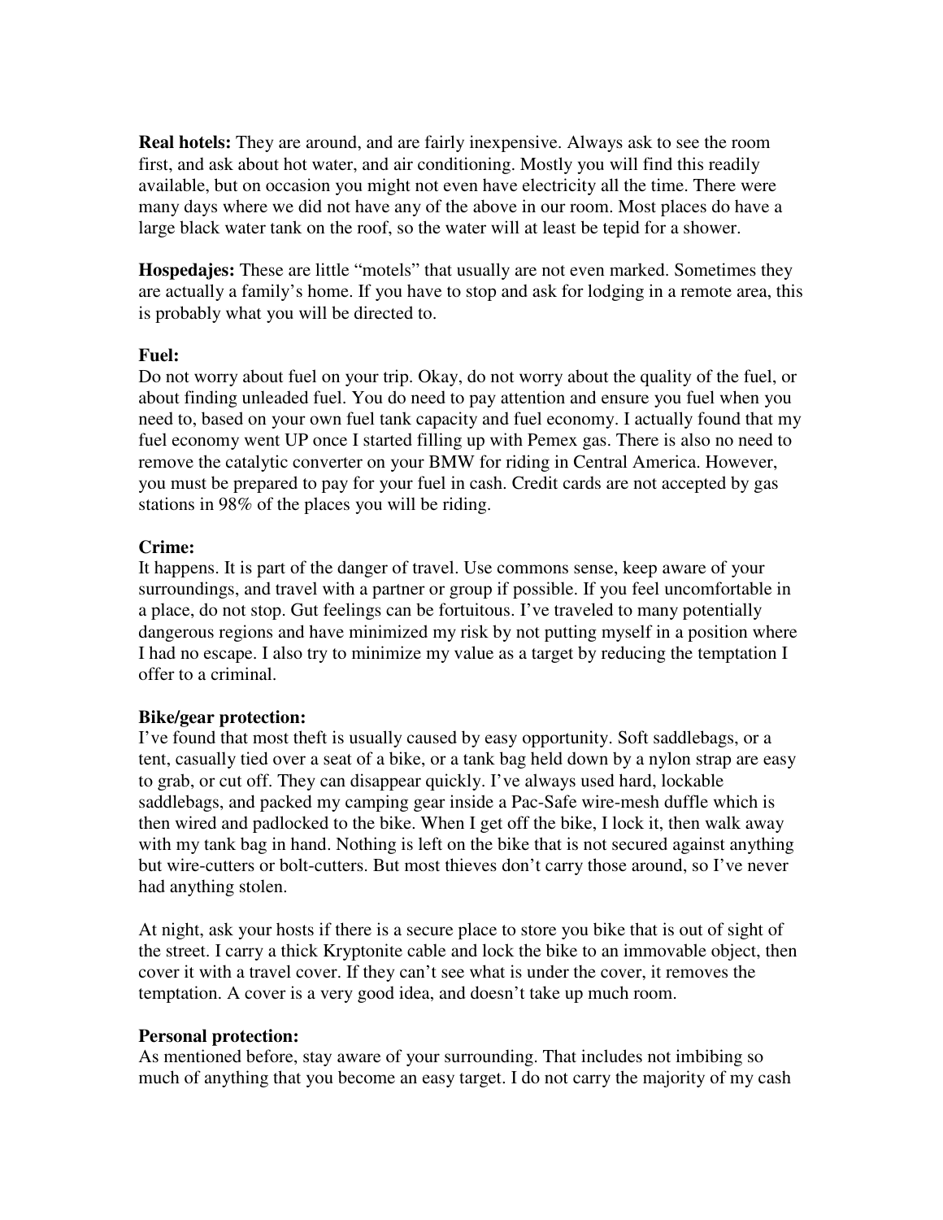**Real hotels:** They are around, and are fairly inexpensive. Always ask to see the room first, and ask about hot water, and air conditioning. Mostly you will find this readily available, but on occasion you might not even have electricity all the time. There were many days where we did not have any of the above in our room. Most places do have a large black water tank on the roof, so the water will at least be tepid for a shower.

**Hospedajes:** These are little "motels" that usually are not even marked. Sometimes they are actually a family's home. If you have to stop and ask for lodging in a remote area, this is probably what you will be directed to.

**Fuel:**

Do not worry about fuel on your trip. Okay, do not worry about the quality of the fuel, or about finding unleaded fuel. You do need to pay attention and ensure you fuel when you need to, based on your own fuel tank capacity and fuel economy. I actually found that my fuel economy went UP once I started filling up with Pemex gas. There is also no need to remove the catalytic converter on your BMW for riding in Central America. However, you must be prepared to pay for your fuel in cash. Credit cards are not accepted by gas stations in 98% of the places you will be riding.

**Crime:**

It happens. It is part of the danger of travel. Use commons sense, keep aware of your surroundings, and travel with a partner or group if possible. If you feel uncomfortable in a place, do not stop. Gut feelings can be fortuitous. I've traveled to many potentially dangerous regions and have minimized my risk by not putting myself in a position where I had no escape. I also try to minimize my value as a target by reducing the temptation I offer to a criminal.

**Bike/gear protection:**

I've found that most theft is usually caused by easy opportunity. Soft saddlebags, or a tent, casually tied over a seat of a bike, or a tank bag held down by a nylon strap are easy to grab, or cut off. They can disappear quickly. I've always used hard, lockable saddlebags, and packed my camping gear inside a Pac-Safe wire-mesh duffle which is then wired and padlocked to the bike. When I get off the bike, I lock it, then walk away with my tank bag in hand. Nothing is left on the bike that is not secured against anything but wire-cutters or bolt-cutters. But most thieves don't carry those around, so I've never had anything stolen.

At night, ask your hosts if there is a secure place to store you bike that is out of sight of the street. I carry a thick Kryptonite cable and lock the bike to an immovable object, then cover it with a travel cover. If they can't see what is under the cover, it removes the temptation. A cover is a very good idea, and doesn't take up much room.

**Personal protection:**

As mentioned before, stay aware of your surrounding. That includes not imbibing so much of anything that you become an easy target. I do not carry the majority of my cash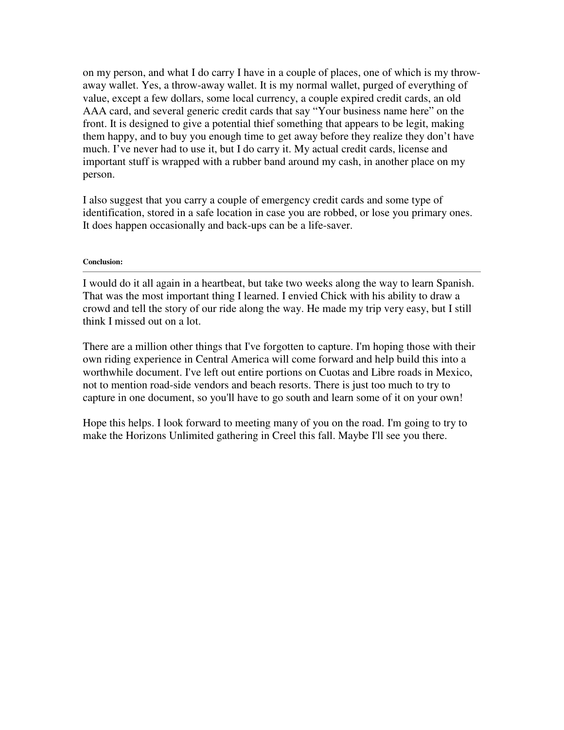on my person, and what I do carry I have in a couple of places, one of which is my throw-away wallet. Yes, a throw-away wallet. It is my normal wallet, purged of everything of value, except a few dollars, some local currency, a couple expired credit cards, an old AAA card, and several generic credit cards that say "Your business name here" on the front. It is designed to give a potential thief something that appears to be legit, making them happy, and to buy you enough time to get away before they realize they don't have much. I've never had to use it, but I do carry it. My actual credit cards, license and important stuff is wrapped with a rubber band around my cash, in another place on my person.

I also suggest that you carry a couple of emergency credit cards and some type of identification, stored in a safe location in case you are robbed, or lose you primary ones. It does happen occasionally and back-ups can be a life-saver.

**Conclusion:**

---

I would do it all again in a heartbeat, but take two weeks along the way to learn Spanish. That was the most important thing I learned. I envied Chick with his ability to draw a crowd and tell the story of our ride along the way. He made my trip very easy, but I still think I missed out on a lot.

There are a million other things that I've forgotten to capture. I'm hoping those with their own riding experience in Central America will come forward and help build this into a worthwhile document. I've left out entire portions on Cuotas and Libre roads in Mexico, not to mention road-side vendors and beach resorts. There is just too much to try to capture in one document, so you'll have to go south and learn some of it on your own!

Hope this helps. I look forward to meeting many of you on the road. I'm going to try to make the Horizons Unlimited gathering in Creel this fall. Maybe I'll see you there.